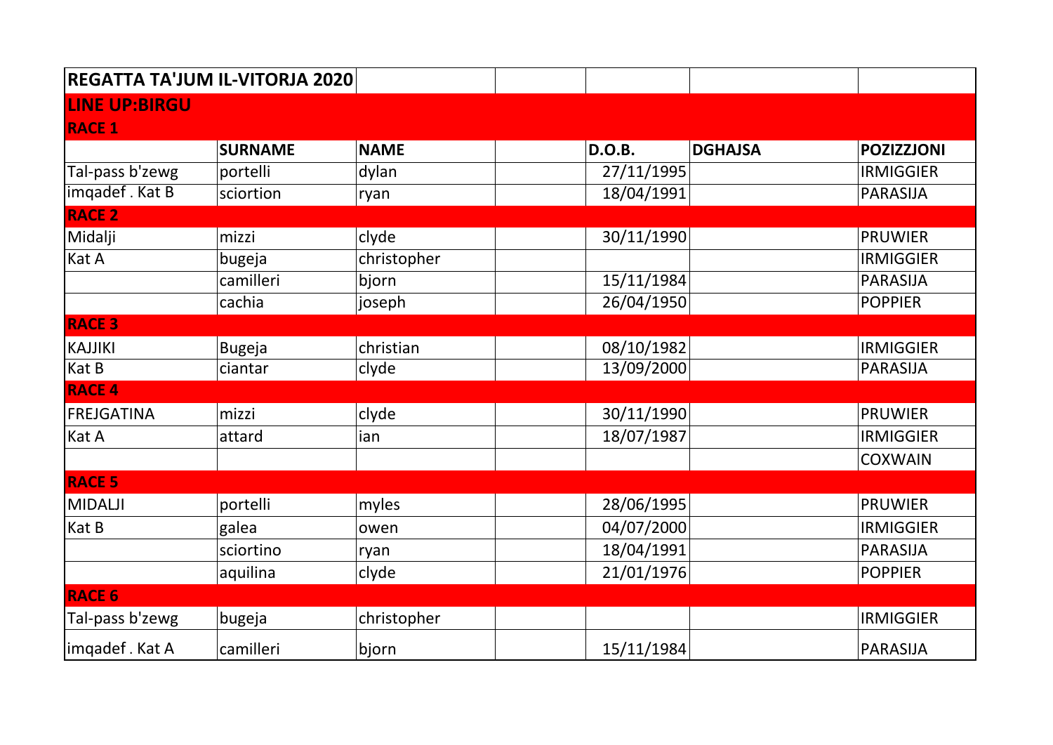| REGATTA TA'JUM IL-VITORJA 2020 | | | | | | |
|---|---|---|---|---|---|---|
| **LINE UP:BIRGU** | | | | | | |
| **RACE 1** | | | | | | |
| | **SURNAME** | **NAME** | | **D.O.B.** | **DGHAJSA** | **POZIZZJONI** |
| Tal-pass b'zewg | portelli | dylan | | 27/11/1995 | | IRMIGGIER |
| imqadef . Kat B | sciortion | ryan | | 18/04/1991 | | PARASIJA |
| **RACE 2** | | | | | | |
| Midalji | mizzi | clyde | | 30/11/1990 | | PRUWIER |
| Kat A | bugeja | christopher | | | | IRMIGGIER |
| | camilleri | bjorn | | 15/11/1984 | | PARASIJA |
| | cachia | joseph | | 26/04/1950 | | POPPIER |
| **RACE 3** | | | | | | |
| KAJJIKI | Bugeja | christian | | 08/10/1982 | | IRMIGGIER |
| Kat B | ciantar | clyde | | 13/09/2000 | | PARASIJA |
| **RACE 4** | | | | | | |
| FREJGATINA | mizzi | clyde | | 30/11/1990 | | PRUWIER |
| Kat A | attard | ian | | 18/07/1987 | | IRMIGGIER |
| | | | | | | COXWAIN |
| **RACE 5** | | | | | | |
| MIDALJI | portelli | myles | | 28/06/1995 | | PRUWIER |
| Kat B | galea | owen | | 04/07/2000 | | IRMIGGIER |
| | sciortino | ryan | | 18/04/1991 | | PARASIJA |
| | aquilina | clyde | | 21/01/1976 | | POPPIER |
| **RACE 6** | | | | | | |
| Tal-pass b'zewg | bugeja | christopher | | | | IRMIGGIER |
| imqadef . Kat A | camilleri | bjorn | | 15/11/1984 | | PARASIJA |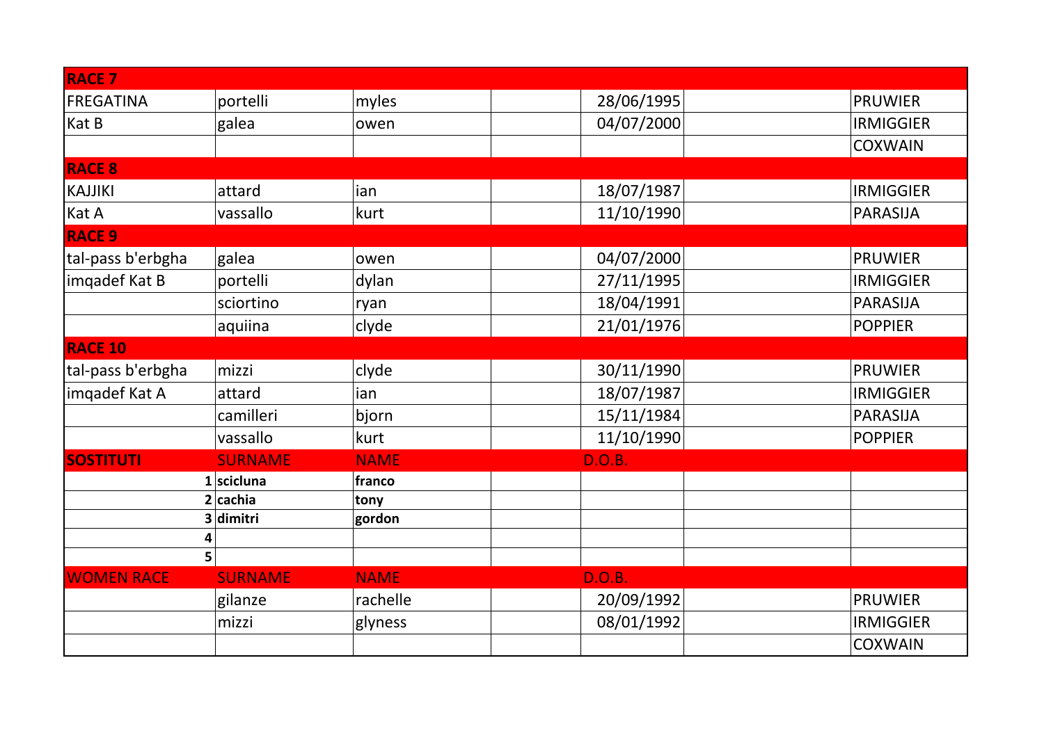| | | | | | | |
|---|---|---|---|---|---|---|
| **RACE 7** | | | | | | |
| FREGATINA | portelli | myles | | 28/06/1995 | | PRUWIER |
| Kat B | galea | owen | | 04/07/2000 | | IRMIGGIER |
| | | | | | | COXWAIN |
| **RACE 8** | | | | | | |
| KAJJIKI | attard | ian | | 18/07/1987 | | IRMIGGIER |
| Kat A | vassallo | kurt | | 11/10/1990 | | PARASIJA |
| **RACE 9** | | | | | | |
| tal-pass b'erbgha | galea | owen | | 04/07/2000 | | PRUWIER |
| imqadef Kat B | portelli | dylan | | 27/11/1995 | | IRMIGGIER |
| | sciortino | ryan | | 18/04/1991 | | PARASIJA |
| | aquiina | clyde | | 21/01/1976 | | POPPIER |
| **RACE 10** | | | | | | |
| tal-pass b'erbgha | mizzi | clyde | | 30/11/1990 | | PRUWIER |
| imqadef Kat A | attard | ian | | 18/07/1987 | | IRMIGGIER |
| | camilleri | bjorn | | 15/11/1984 | | PARASIJA |
| | vassallo | kurt | | 11/10/1990 | | POPPIER |
| **SOSTITUTI** | SURNAME | NAME | | D.O.B. | | |
| 1 | **scicluna** | **franco** | | | | |
| 2 | **cachia** | **tony** | | | | |
| 3 | **dimitri** | **gordon** | | | | |
| 4 | | | | | | |
| 5 | | | | | | |
| WOMEN RACE | SURNAME | NAME | | D.O.B. | | |
| | gilanze | rachelle | | 20/09/1992 | | PRUWIER |
| | mizzi | glyness | | 08/01/1992 | | IRMIGGIER |
| | | | | | | COXWAIN |